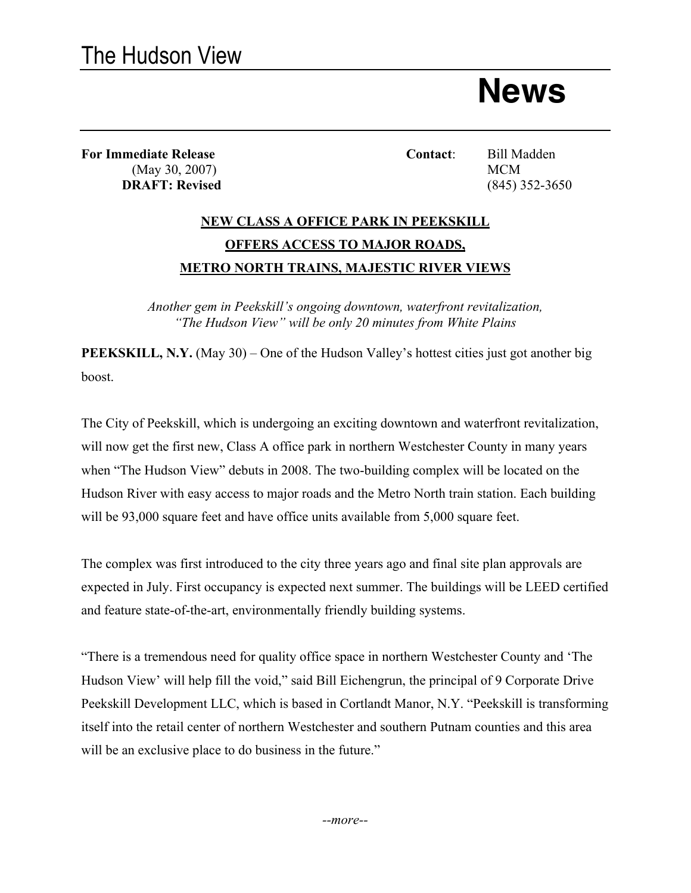# The Hudson View

# News

**For Immediate Release**
(May 30, 2007)
**DRAFT: Revised**

**Contact**: Bill Madden
MCM
(845) 352-3650

## NEW CLASS A OFFICE PARK IN PEEKSKILL OFFERS ACCESS TO MAJOR ROADS, METRO NORTH TRAINS, MAJESTIC RIVER VIEWS

*Another gem in Peekskill's ongoing downtown, waterfront revitalization, "The Hudson View" will be only 20 minutes from White Plains*

**PEEKSKILL, N.Y.** (May 30) – One of the Hudson Valley's hottest cities just got another big boost.

The City of Peekskill, which is undergoing an exciting downtown and waterfront revitalization, will now get the first new, Class A office park in northern Westchester County in many years when "The Hudson View" debuts in 2008. The two-building complex will be located on the Hudson River with easy access to major roads and the Metro North train station. Each building will be 93,000 square feet and have office units available from 5,000 square feet.

The complex was first introduced to the city three years ago and final site plan approvals are expected in July. First occupancy is expected next summer. The buildings will be LEED certified and feature state-of-the-art, environmentally friendly building systems.

"There is a tremendous need for quality office space in northern Westchester County and 'The Hudson View' will help fill the void," said Bill Eichengrun, the principal of 9 Corporate Drive Peekskill Development LLC, which is based in Cortlandt Manor, N.Y. "Peekskill is transforming itself into the retail center of northern Westchester and southern Putnam counties and this area will be an exclusive place to do business in the future."

*--more--*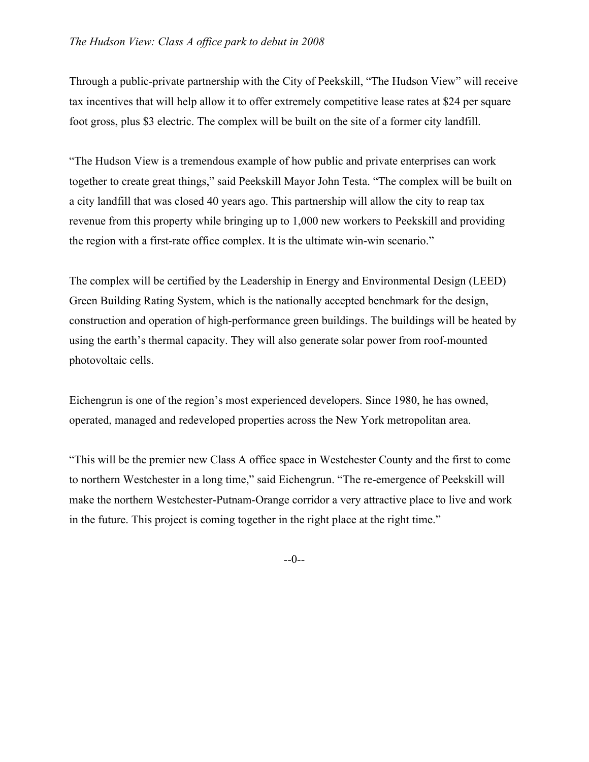Through a public-private partnership with the City of Peekskill, "The Hudson View" will receive tax incentives that will help allow it to offer extremely competitive lease rates at $24 per square foot gross, plus $3 electric. The complex will be built on the site of a former city landfill.

"The Hudson View is a tremendous example of how public and private enterprises can work together to create great things," said Peekskill Mayor John Testa. "The complex will be built on a city landfill that was closed 40 years ago. This partnership will allow the city to reap tax revenue from this property while bringing up to 1,000 new workers to Peekskill and providing the region with a first-rate office complex. It is the ultimate win-win scenario."

The complex will be certified by the Leadership in Energy and Environmental Design (LEED) Green Building Rating System, which is the nationally accepted benchmark for the design, construction and operation of high-performance green buildings. The buildings will be heated by using the earth's thermal capacity. They will also generate solar power from roof-mounted photovoltaic cells.

Eichengrun is one of the region's most experienced developers. Since 1980, he has owned, operated, managed and redeveloped properties across the New York metropolitan area.

"This will be the premier new Class A office space in Westchester County and the first to come to northern Westchester in a long time," said Eichengrun. "The re-emergence of Peekskill will make the northern Westchester-Putnam-Orange corridor a very attractive place to live and work in the future. This project is coming together in the right place at the right time."

--0--